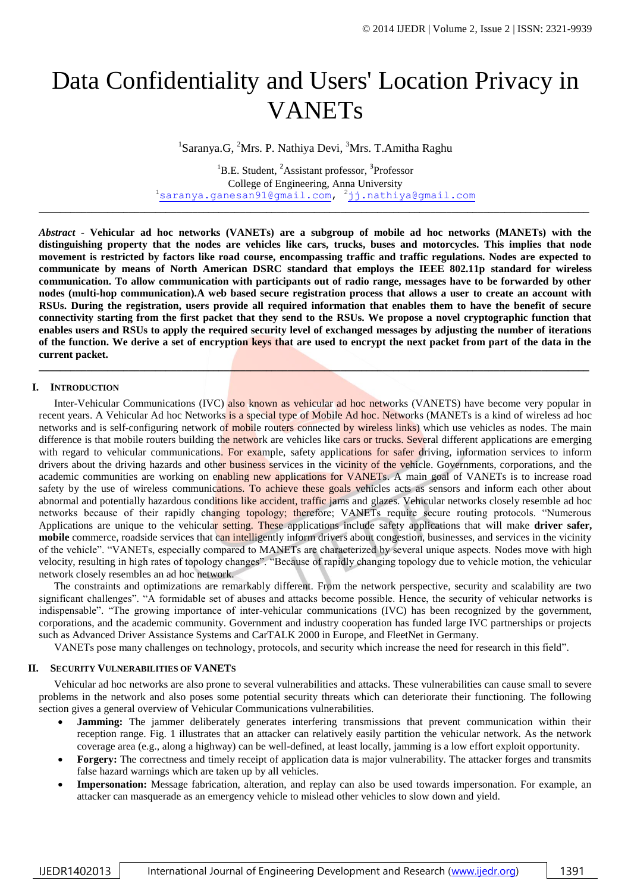# Data Confidentiality and Users' Location Privacy in VANETs

[1]Saranya.G, [2]Mrs. P. Nathiya Devi, [3]Mrs. T.Amitha Raghu

[1]B.E. Student, [2]Assistant professor, [3]Professor
College of Engineering, Anna University
[1]saranya.ganesan91@gmail.com, [2]jj.nathiya@gmail.com

***Abstract* - Vehicular ad hoc networks (VANETs) are a subgroup of mobile ad hoc networks (MANETs) with the distinguishing property that the nodes are vehicles like cars, trucks, buses and motorcycles. This implies that node movement is restricted by factors like road course, encompassing traffic and traffic regulations. Nodes are expected to communicate by means of North American DSRC standard that employs the IEEE 802.11p standard for wireless communication. To allow communication with participants out of radio range, messages have to be forwarded by other nodes (multi-hop communication).A web based secure registration process that allows a user to create an account with RSUs. During the registration, users provide all required information that enables them to have the benefit of secure connectivity starting from the first packet that they send to the RSUs. We propose a novel cryptographic function that enables users and RSUs to apply the required security level of exchanged messages by adjusting the number of iterations of the function. We derive a set of encryption keys that are used to encrypt the next packet from part of the data in the current packet.**

## I. Introduction

Inter-Vehicular Communications (IVC) also known as vehicular ad hoc networks (VANETS) have become very popular in recent years. A Vehicular Ad hoc Networks is a special type of Mobile Ad hoc. Networks (MANETs is a kind of wireless ad hoc networks and is self-configuring network of mobile routers connected by wireless links) which use vehicles as nodes. The main difference is that mobile routers building the network are vehicles like cars or trucks. Several different applications are emerging with regard to vehicular communications. For example, safety applications for safer driving, information services to inform drivers about the driving hazards and other business services in the vicinity of the vehicle. Governments, corporations, and the academic communities are working on enabling new applications for VANETs. A main goal of VANETs is to increase road safety by the use of wireless communications. To achieve these goals vehicles acts as sensors and inform each other about abnormal and potentially hazardous conditions like accident, traffic jams and glazes. Vehicular networks closely resemble ad hoc networks because of their rapidly changing topology; therefore; VANETs require secure routing protocols. "Numerous Applications are unique to the vehicular setting. These applications include safety applications that will make **driver safer, mobile** commerce, roadside services that can intelligently inform drivers about congestion, businesses, and services in the vicinity of the vehicle". "VANETs, especially compared to MANETs are characterized by several unique aspects. Nodes move with high velocity, resulting in high rates of topology changes". "Because of rapidly changing topology due to vehicle motion, the vehicular network closely resembles an ad hoc network.

The constraints and optimizations are remarkably different. From the network perspective, security and scalability are two significant challenges". "A formidable set of abuses and attacks become possible. Hence, the security of vehicular networks is indispensable". "The growing importance of inter-vehicular communications (IVC) has been recognized by the government, corporations, and the academic community. Government and industry cooperation has funded large IVC partnerships or projects such as Advanced Driver Assistance Systems and CarTALK 2000 in Europe, and FleetNet in Germany.

VANETs pose many challenges on technology, protocols, and security which increase the need for research in this field".

## II. Security Vulnerabilities of VANETs

Vehicular ad hoc networks are also prone to several vulnerabilities and attacks. These vulnerabilities can cause small to severe problems in the network and also poses some potential security threats which can deteriorate their functioning. The following section gives a general overview of Vehicular Communications vulnerabilities.

- **Jamming:** The jammer deliberately generates interfering transmissions that prevent communication within their reception range. Fig. 1 illustrates that an attacker can relatively easily partition the vehicular network. As the network coverage area (e.g., along a highway) can be well-defined, at least locally, jamming is a low effort exploit opportunity.
- **Forgery:** The correctness and timely receipt of application data is major vulnerability. The attacker forges and transmits false hazard warnings which are taken up by all vehicles.
- **Impersonation:** Message fabrication, alteration, and replay can also be used towards impersonation. For example, an attacker can masquerade as an emergency vehicle to mislead other vehicles to slow down and yield.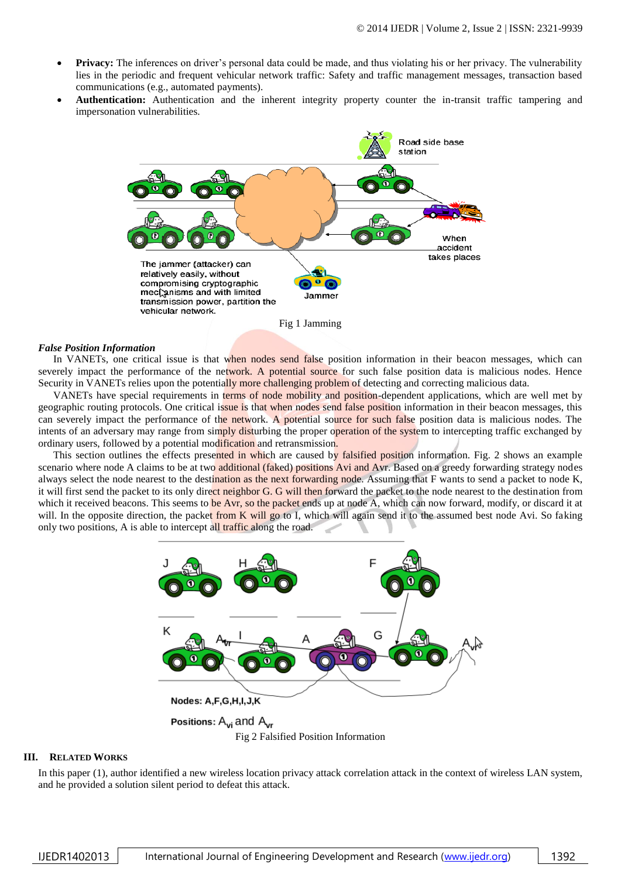- **Privacy:** The inferences on driver's personal data could be made, and thus violating his or her privacy. The vulnerability lies in the periodic and frequent vehicular network traffic: Safety and traffic management messages, transaction based communications (e.g., automated payments).
- **Authentication:** Authentication and the inherent integrity property counter the in-transit traffic tampering and impersonation vulnerabilities.

Fig 1 Jamming

***False Position Information***

In VANETs, one critical issue is that when nodes send false position information in their beacon messages, which can severely impact the performance of the network. A potential source for such false position data is malicious nodes. Hence Security in VANETs relies upon the potentially more challenging problem of detecting and correcting malicious data.

VANETs have special requirements in terms of node mobility and position-dependent applications, which are well met by geographic routing protocols. One critical issue is that when nodes send false position information in their beacon messages, this can severely impact the performance of the network. A potential source for such false position data is malicious nodes. The intents of an adversary may range from simply disturbing the proper operation of the system to intercepting traffic exchanged by ordinary users, followed by a potential modification and retransmission.

This section outlines the effects presented in which are caused by falsified position information. Fig. 2 shows an example scenario where node A claims to be at two additional (faked) positions Avi and Avr. Based on a greedy forwarding strategy nodes always select the node nearest to the destination as the next forwarding node. Assuming that F wants to send a packet to node K, it will first send the packet to its only direct neighbor G. G will then forward the packet to the node nearest to the destination from which it received beacons. This seems to be Avr, so the packet ends up at node A, which can now forward, modify, or discard it at will. In the opposite direction, the packet from K will go to I, which will again send it to the assumed best node Avi. So faking only two positions, A is able to intercept all traffic along the road.

Fig 2 Falsified Position Information

## III. Related Works

In this paper (1), author identified a new wireless location privacy attack correlation attack in the context of wireless LAN system, and he provided a solution silent period to defeat this attack.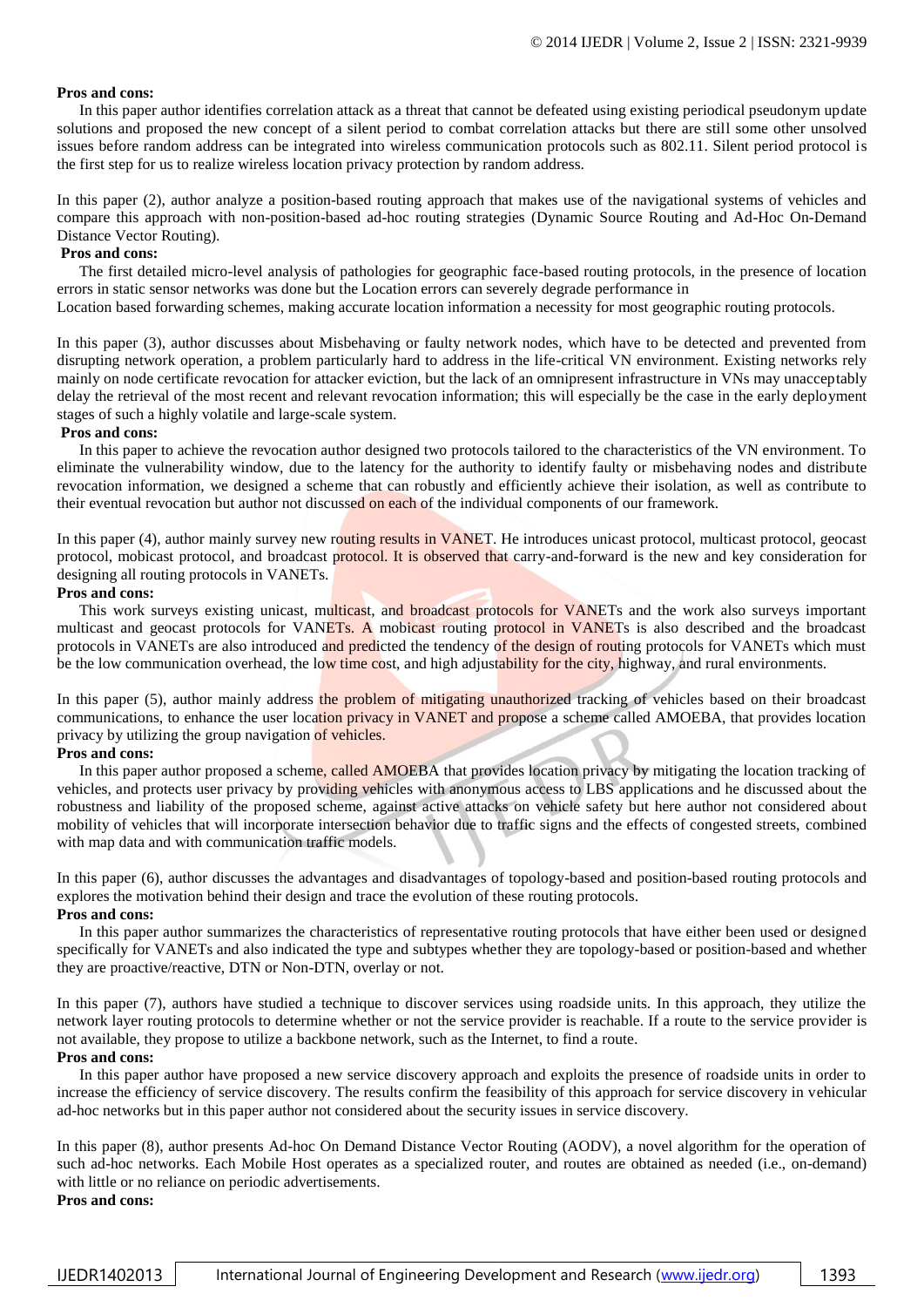**Pros and cons:**

In this paper author identifies correlation attack as a threat that cannot be defeated using existing periodical pseudonym update solutions and proposed the new concept of a silent period to combat correlation attacks but there are still some other unsolved issues before random address can be integrated into wireless communication protocols such as 802.11. Silent period protocol is the first step for us to realize wireless location privacy protection by random address.

In this paper (2), author analyze a position-based routing approach that makes use of the navigational systems of vehicles and compare this approach with non-position-based ad-hoc routing strategies (Dynamic Source Routing and Ad-Hoc On-Demand Distance Vector Routing).

**Pros and cons:**

The first detailed micro-level analysis of pathologies for geographic face-based routing protocols, in the presence of location errors in static sensor networks was done but the Location errors can severely degrade performance in Location based forwarding schemes, making accurate location information a necessity for most geographic routing protocols.

In this paper (3), author discusses about Misbehaving or faulty network nodes, which have to be detected and prevented from disrupting network operation, a problem particularly hard to address in the life-critical VN environment. Existing networks rely mainly on node certificate revocation for attacker eviction, but the lack of an omnipresent infrastructure in VNs may unacceptably delay the retrieval of the most recent and relevant revocation information; this will especially be the case in the early deployment stages of such a highly volatile and large-scale system.

**Pros and cons:**

In this paper to achieve the revocation author designed two protocols tailored to the characteristics of the VN environment. To eliminate the vulnerability window, due to the latency for the authority to identify faulty or misbehaving nodes and distribute revocation information, we designed a scheme that can robustly and efficiently achieve their isolation, as well as contribute to their eventual revocation but author not discussed on each of the individual components of our framework.

In this paper (4), author mainly survey new routing results in VANET. He introduces unicast protocol, multicast protocol, geocast protocol, mobicast protocol, and broadcast protocol. It is observed that carry-and-forward is the new and key consideration for designing all routing protocols in VANETs.

**Pros and cons:**

This work surveys existing unicast, multicast, and broadcast protocols for VANETs and the work also surveys important multicast and geocast protocols for VANETs. A mobicast routing protocol in VANETs is also described and the broadcast protocols in VANETs are also introduced and predicted the tendency of the design of routing protocols for VANETs which must be the low communication overhead, the low time cost, and high adjustability for the city, highway, and rural environments.

In this paper (5), author mainly address the problem of mitigating unauthorized tracking of vehicles based on their broadcast communications, to enhance the user location privacy in VANET and propose a scheme called AMOEBA, that provides location privacy by utilizing the group navigation of vehicles.

**Pros and cons:**

In this paper author proposed a scheme, called AMOEBA that provides location privacy by mitigating the location tracking of vehicles, and protects user privacy by providing vehicles with anonymous access to LBS applications and he discussed about the robustness and liability of the proposed scheme, against active attacks on vehicle safety but here author not considered about mobility of vehicles that will incorporate intersection behavior due to traffic signs and the effects of congested streets, combined with map data and with communication traffic models.

In this paper (6), author discusses the advantages and disadvantages of topology-based and position-based routing protocols and explores the motivation behind their design and trace the evolution of these routing protocols.

**Pros and cons:**

In this paper author summarizes the characteristics of representative routing protocols that have either been used or designed specifically for VANETs and also indicated the type and subtypes whether they are topology-based or position-based and whether they are proactive/reactive, DTN or Non-DTN, overlay or not.

In this paper (7), authors have studied a technique to discover services using roadside units. In this approach, they utilize the network layer routing protocols to determine whether or not the service provider is reachable. If a route to the service provider is not available, they propose to utilize a backbone network, such as the Internet, to find a route.

**Pros and cons:**

In this paper author have proposed a new service discovery approach and exploits the presence of roadside units in order to increase the efficiency of service discovery. The results confirm the feasibility of this approach for service discovery in vehicular ad-hoc networks but in this paper author not considered about the security issues in service discovery.

In this paper (8), author presents Ad-hoc On Demand Distance Vector Routing (AODV), a novel algorithm for the operation of such ad-hoc networks. Each Mobile Host operates as a specialized router, and routes are obtained as needed (i.e., on-demand) with little or no reliance on periodic advertisements.

**Pros and cons:**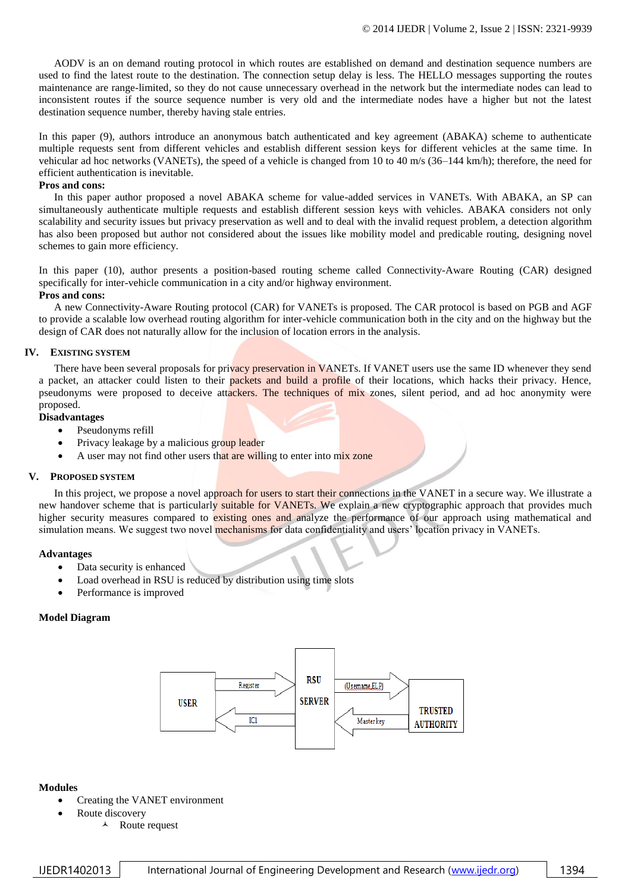AODV is an on demand routing protocol in which routes are established on demand and destination sequence numbers are used to find the latest route to the destination. The connection setup delay is less. The HELLO messages supporting the routes maintenance are range-limited, so they do not cause unnecessary overhead in the network but the intermediate nodes can lead to inconsistent routes if the source sequence number is very old and the intermediate nodes have a higher but not the latest destination sequence number, thereby having stale entries.

In this paper (9), authors introduce an anonymous batch authenticated and key agreement (ABAKA) scheme to authenticate multiple requests sent from different vehicles and establish different session keys for different vehicles at the same time. In vehicular ad hoc networks (VANETs), the speed of a vehicle is changed from 10 to 40 m/s (36–144 km/h); therefore, the need for efficient authentication is inevitable.

**Pros and cons:**

In this paper author proposed a novel ABAKA scheme for value-added services in VANETs. With ABAKA, an SP can simultaneously authenticate multiple requests and establish different session keys with vehicles. ABAKA considers not only scalability and security issues but privacy preservation as well and to deal with the invalid request problem, a detection algorithm has also been proposed but author not considered about the issues like mobility model and predicable routing, designing novel schemes to gain more efficiency.

In this paper (10), author presents a position-based routing scheme called Connectivity-Aware Routing (CAR) designed specifically for inter-vehicle communication in a city and/or highway environment.

**Pros and cons:**

A new Connectivity-Aware Routing protocol (CAR) for VANETs is proposed. The CAR protocol is based on PGB and AGF to provide a scalable low overhead routing algorithm for inter-vehicle communication both in the city and on the highway but the design of CAR does not naturally allow for the inclusion of location errors in the analysis.

## IV. Existing System

There have been several proposals for privacy preservation in VANETs. If VANET users use the same ID whenever they send a packet, an attacker could listen to their packets and build a profile of their locations, which hacks their privacy. Hence, pseudonyms were proposed to deceive attackers. The techniques of mix zones, silent period, and ad hoc anonymity were proposed.

**Disadvantages**

- Pseudonyms refill
- Privacy leakage by a malicious group leader
- A user may not find other users that are willing to enter into mix zone

## V. Proposed System

In this project, we propose a novel approach for users to start their connections in the VANET in a secure way. We illustrate a new handover scheme that is particularly suitable for VANETs. We explain a new cryptographic approach that provides much higher security measures compared to existing ones and analyze the performance of our approach using mathematical and simulation means. We suggest two novel mechanisms for data confidentiality and users' location privacy in VANETs.

**Advantages**

- Data security is enhanced
- Load overhead in RSU is reduced by distribution using time slots
- Performance is improved

**Model Diagram**

USER → Register → RSU SERVER → (Username,ELP) → TRUSTED AUTHORITY

TRUSTED AUTHORITY → Master key → RSU SERVER → ICI → USER

**Modules**

- Creating the VANET environment
- Route discovery
    - Route request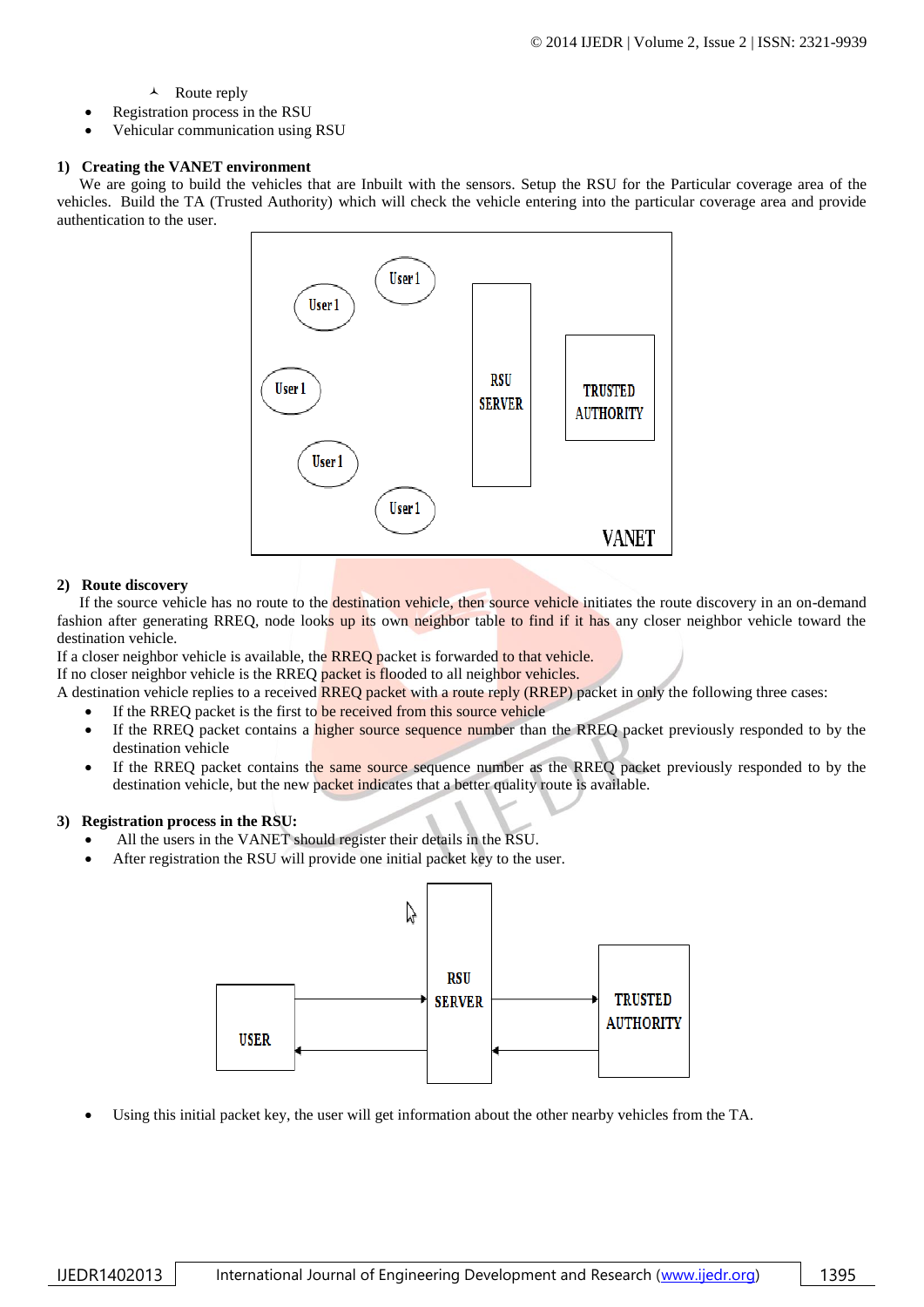- Route reply

- Registration process in the RSU
- Vehicular communication using RSU

**1) Creating the VANET environment**

We are going to build the vehicles that are Inbuilt with the sensors. Setup the RSU for the Particular coverage area of the vehicles. Build the TA (Trusted Authority) which will check the vehicle entering into the particular coverage area and provide authentication to the user.

User1 User1 User1 User1 User1 RSU SERVER TRUSTED AUTHORITY VANET

**2) Route discovery**

If the source vehicle has no route to the destination vehicle, then source vehicle initiates the route discovery in an on-demand fashion after generating RREQ, node looks up its own neighbor table to find if it has any closer neighbor vehicle toward the destination vehicle.
If a closer neighbor vehicle is available, the RREQ packet is forwarded to that vehicle.
If no closer neighbor vehicle is the RREQ packet is flooded to all neighbor vehicles.
A destination vehicle replies to a received RREQ packet with a route reply (RREP) packet in only the following three cases:

- If the RREQ packet is the first to be received from this source vehicle
- If the RREQ packet contains a higher source sequence number than the RREQ packet previously responded to by the destination vehicle
- If the RREQ packet contains the same source sequence number as the RREQ packet previously responded to by the destination vehicle, but the new packet indicates that a better quality route is available.

**3) Registration process in the RSU:**

- All the users in the VANET should register their details in the RSU.
- After registration the RSU will provide one initial packet key to the user.

USER RSU SERVER TRUSTED AUTHORITY

- Using this initial packet key, the user will get information about the other nearby vehicles from the TA.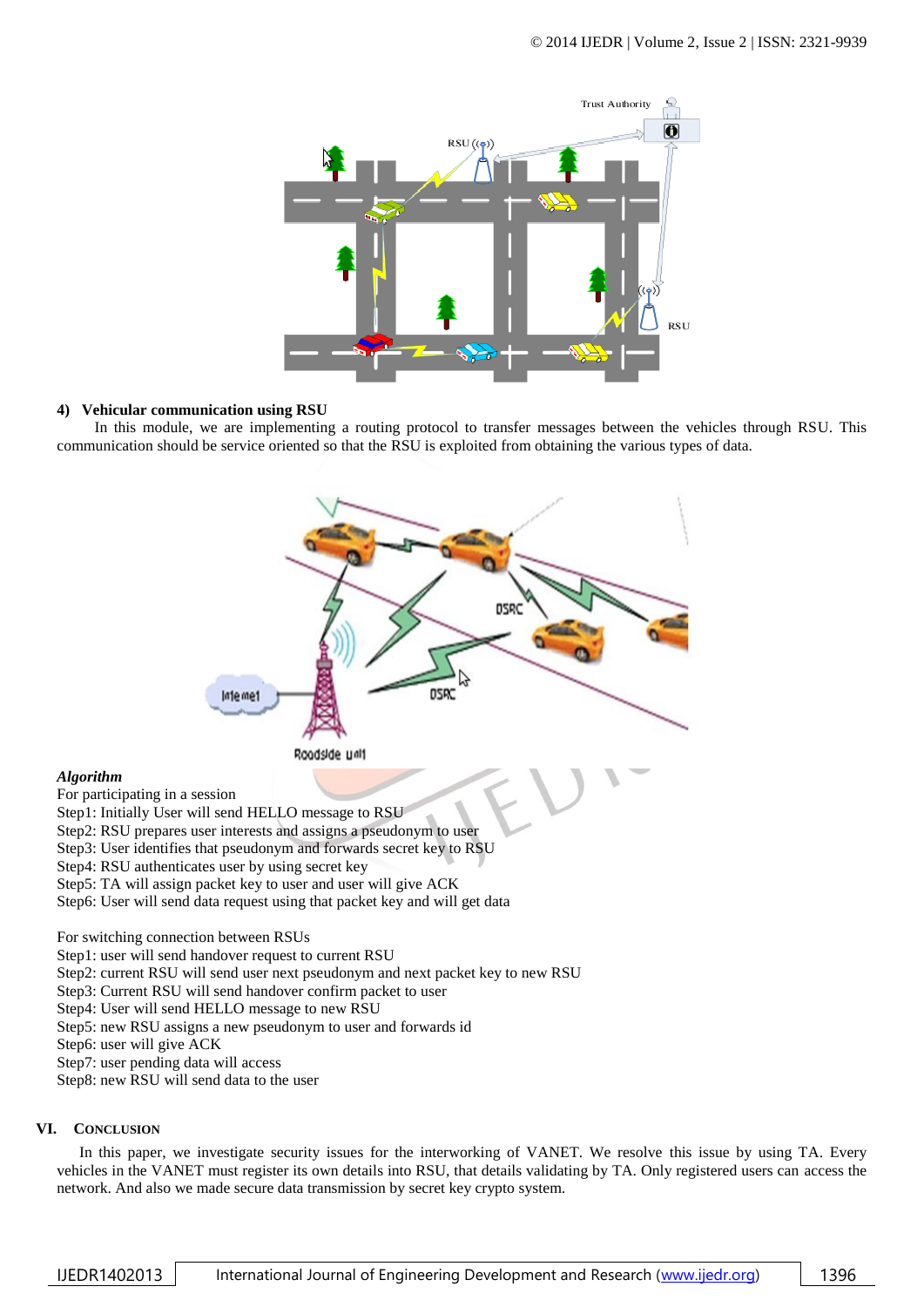4) **Vehicular communication using RSU**

In this module, we are implementing a routing protocol to transfer messages between the vehicles through RSU. This communication should be service oriented so that the RSU is exploited from obtaining the various types of data.

***Algorithm***

For participating in a session

Step1: Initially User will send HELLO message to RSU

Step2: RSU prepares user interests and assigns a pseudonym to user

Step3: User identifies that pseudonym and forwards secret key to RSU

Step4: RSU authenticates user by using secret key

Step5: TA will assign packet key to user and user will give ACK

Step6: User will send data request using that packet key and will get data

For switching connection between RSUs

Step1: user will send handover request to current RSU

Step2: current RSU will send user next pseudonym and next packet key to new RSU

Step3: Current RSU will send handover confirm packet to user

Step4: User will send HELLO message to new RSU

Step5: new RSU assigns a new pseudonym to user and forwards id

Step6: user will give ACK

Step7: user pending data will access

Step8: new RSU will send data to the user

## VI. Conclusion

In this paper, we investigate security issues for the interworking of VANET. We resolve this issue by using TA. Every vehicles in the VANET must register its own details into RSU, that details validating by TA. Only registered users can access the network. And also we made secure data transmission by secret key crypto system.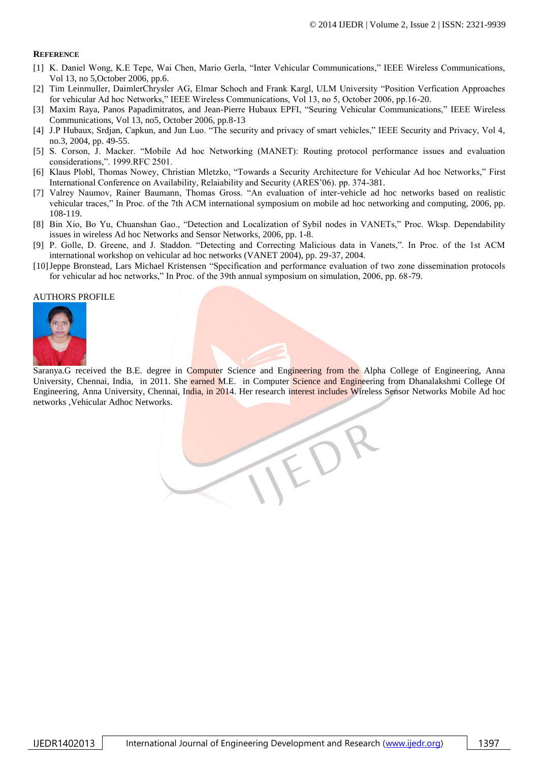## REFERENCE

[1] K. Daniel Wong, K.E Tepe, Wai Chen, Mario Gerla, "Inter Vehicular Communications," IEEE Wireless Communications, Vol 13, no 5,October 2006, pp.6.

[2] Tim Leinmuller, DaimlerChrysler AG, Elmar Schoch and Frank Kargl, ULM University "Position Verfication Approaches for vehicular Ad hoc Networks," IEEE Wireless Communications, Vol 13, no 5, October 2006, pp.16-20.

[3] Maxim Raya, Panos Papadimitratos, and Jean-Pierre Hubaux EPFI, "Seuring Vehicular Communications," IEEE Wireless Communications, Vol 13, no5, October 2006, pp.8-13

[4] J.P Hubaux, Srdjan, Capkun, and Jun Luo. "The security and privacy of smart vehicles," IEEE Security and Privacy, Vol 4, no.3, 2004, pp. 49-55.

[5] S. Corson, J. Macker. "Mobile Ad hoc Networking (MANET): Routing protocol performance issues and evaluation considerations,". 1999.RFC 2501.

[6] Klaus Plobl, Thomas Nowey, Christian Mletzko, "Towards a Security Architecture for Vehicular Ad hoc Networks," First International Conference on Availability, Relaiability and Security (ARES'06). pp. 374-381.

[7] Valrey Naumov, Rainer Baumann, Thomas Gross. "An evaluation of inter-vehicle ad hoc networks based on realistic vehicular traces," In Proc. of the 7th ACM international symposium on mobile ad hoc networking and computing, 2006, pp. 108-119.

[8] Bin Xio, Bo Yu, Chuanshan Gao., "Detection and Localization of Sybil nodes in VANETs," Proc. Wksp. Dependability issues in wireless Ad hoc Networks and Sensor Networks, 2006, pp. 1-8.

[9] P. Golle, D. Greene, and J. Staddon. "Detecting and Correcting Malicious data in Vanets,". In Proc. of the 1st ACM international workshop on vehicular ad hoc networks (VANET 2004), pp. 29-37, 2004.

[10] Jeppe Bronstead, Lars Michael Kristensen "Specification and performance evaluation of two zone dissemination protocols for vehicular ad hoc networks," In Proc. of the 39th annual symposium on simulation, 2006, pp. 68-79.

AUTHORS PROFILE

Saranya.G received the B.E. degree in Computer Science and Engineering from the Alpha College of Engineering, Anna University, Chennai, India, in 2011. She earned M.E. in Computer Science and Engineering from Dhanalakshmi College Of Engineering, Anna University, Chennai, India, in 2014. Her research interest includes Wireless Sensor Networks Mobile Ad hoc networks ,Vehicular Adhoc Networks.